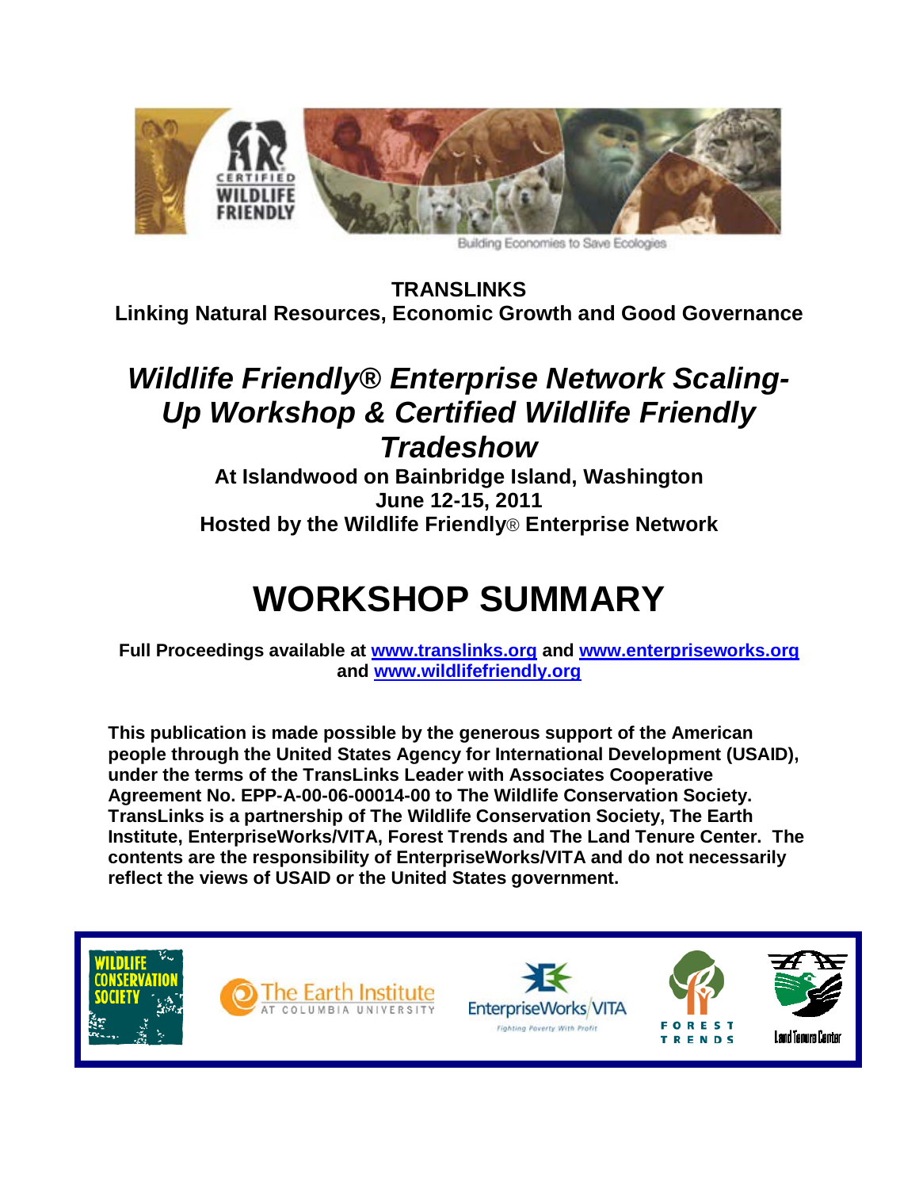Building Economies to Save Ecologies

**TRANSLINKS**
**Linking Natural Resources, Economic Growth and Good Governance**

# *Wildlife Friendly® Enterprise Network Scaling-Up Workshop & Certified Wildlife Friendly Tradeshow*

**At Islandwood on Bainbridge Island, Washington**
**June 12-15, 2011**
**Hosted by the Wildlife Friendly® Enterprise Network**

# WORKSHOP SUMMARY

**Full Proceedings available at [www.translinks.org](www.translinks.org) and [www.enterpriseworks.org](www.enterpriseworks.org) and [www.wildlifefriendly.org](www.wildlifefriendly.org)**

**This publication is made possible by the generous support of the American people through the United States Agency for International Development (USAID), under the terms of the TransLinks Leader with Associates Cooperative Agreement No. EPP-A-00-06-00014-00 to The Wildlife Conservation Society. TransLinks is a partnership of The Wildlife Conservation Society, The Earth Institute, EnterpriseWorks/VITA, Forest Trends and The Land Tenure Center. The contents are the responsibility of EnterpriseWorks/VITA and do not necessarily reflect the views of USAID or the United States government.**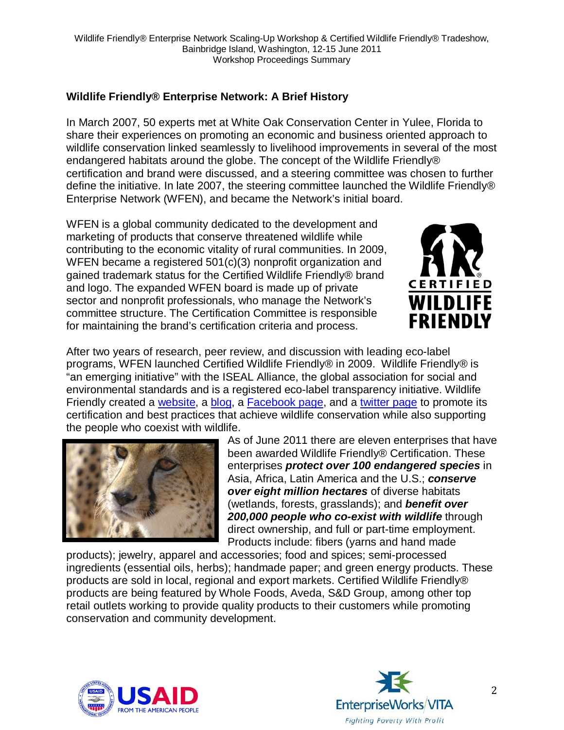## Wildlife Friendly® Enterprise Network: A Brief History

In March 2007, 50 experts met at White Oak Conservation Center in Yulee, Florida to share their experiences on promoting an economic and business oriented approach to wildlife conservation linked seamlessly to livelihood improvements in several of the most endangered habitats around the globe. The concept of the Wildlife Friendly® certification and brand were discussed, and a steering committee was chosen to further define the initiative. In late 2007, the steering committee launched the Wildlife Friendly® Enterprise Network (WFEN), and became the Network's initial board.

WFEN is a global community dedicated to the development and marketing of products that conserve threatened wildlife while contributing to the economic vitality of rural communities. In 2009, WFEN became a registered 501(c)(3) nonprofit organization and gained trademark status for the Certified Wildlife Friendly® brand and logo. The expanded WFEN board is made up of private sector and nonprofit professionals, who manage the Network's committee structure. The Certification Committee is responsible for maintaining the brand's certification criteria and process.

After two years of research, peer review, and discussion with leading eco-label programs, WFEN launched Certified Wildlife Friendly® in 2009. Wildlife Friendly® is "an emerging initiative" with the ISEAL Alliance, the global association for social and environmental standards and is a registered eco-label transparency initiative. Wildlife Friendly created a website, a blog, a Facebook page, and a twitter page to promote its certification and best practices that achieve wildlife conservation while also supporting the people who coexist with wildlife.

As of June 2011 there are eleven enterprises that have been awarded Wildlife Friendly® Certification. These enterprises ***protect over 100 endangered species*** in Asia, Africa, Latin America and the U.S.; ***conserve over eight million hectares*** of diverse habitats (wetlands, forests, grasslands); and ***benefit over 200,000 people who co-exist with wildlife*** through direct ownership, and full or part-time employment. Products include: fibers (yarns and hand made products); jewelry, apparel and accessories; food and spices; semi-processed ingredients (essential oils, herbs); handmade paper; and green energy products. These products are sold in local, regional and export markets. Certified Wildlife Friendly® products are being featured by Whole Foods, Aveda, S&D Group, among other top retail outlets working to provide quality products to their customers while promoting conservation and community development.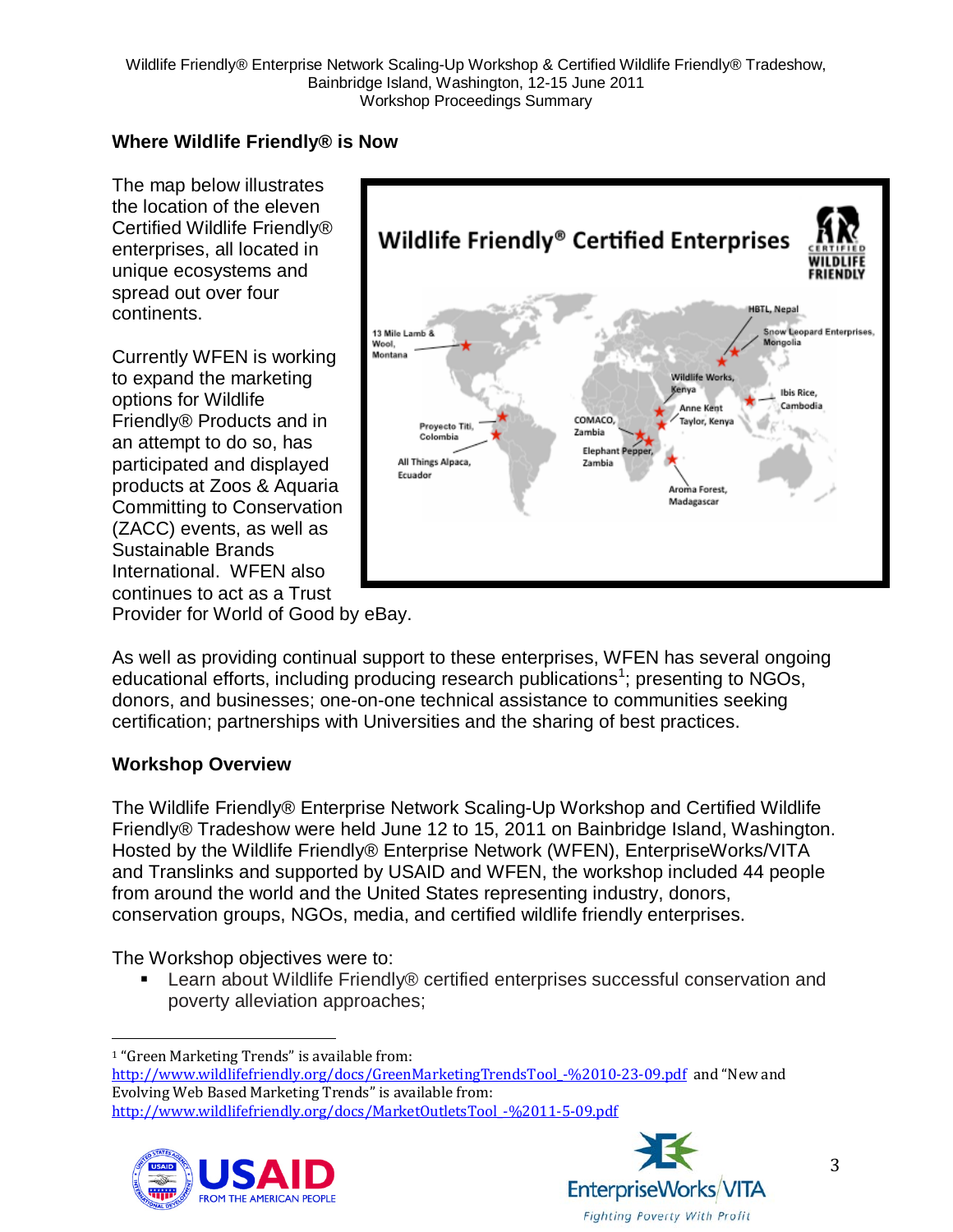## Where Wildlife Friendly® is Now

The map below illustrates the location of the eleven Certified Wildlife Friendly® enterprises, all located in unique ecosystems and spread out over four continents.

Currently WFEN is working to expand the marketing options for Wildlife Friendly® Products and in an attempt to do so, has participated and displayed products at Zoos & Aquaria Committing to Conservation (ZACC) events, as well as Sustainable Brands International. WFEN also continues to act as a Trust Provider for World of Good by eBay.

As well as providing continual support to these enterprises, WFEN has several ongoing educational efforts, including producing research publications[1]; presenting to NGOs, donors, and businesses; one-on-one technical assistance to communities seeking certification; partnerships with Universities and the sharing of best practices.

## Workshop Overview

The Wildlife Friendly® Enterprise Network Scaling-Up Workshop and Certified Wildlife Friendly® Tradeshow were held June 12 to 15, 2011 on Bainbridge Island, Washington. Hosted by the Wildlife Friendly® Enterprise Network (WFEN), EnterpriseWorks/VITA and Translinks and supported by USAID and WFEN, the workshop included 44 people from around the world and the United States representing industry, donors, conservation groups, NGOs, media, and certified wildlife friendly enterprises.

The Workshop objectives were to:

- Learn about Wildlife Friendly® certified enterprises successful conservation and poverty alleviation approaches;

---

[1] "Green Marketing Trends" is available from: http://www.wildlifefriendly.org/docs/GreenMarketingTrendsTool_-%2010-23-09.pdf and "New and Evolving Web Based Marketing Trends" is available from: http://www.wildlifefriendly.org/docs/MarketOutletsTool_-%2011-5-09.pdf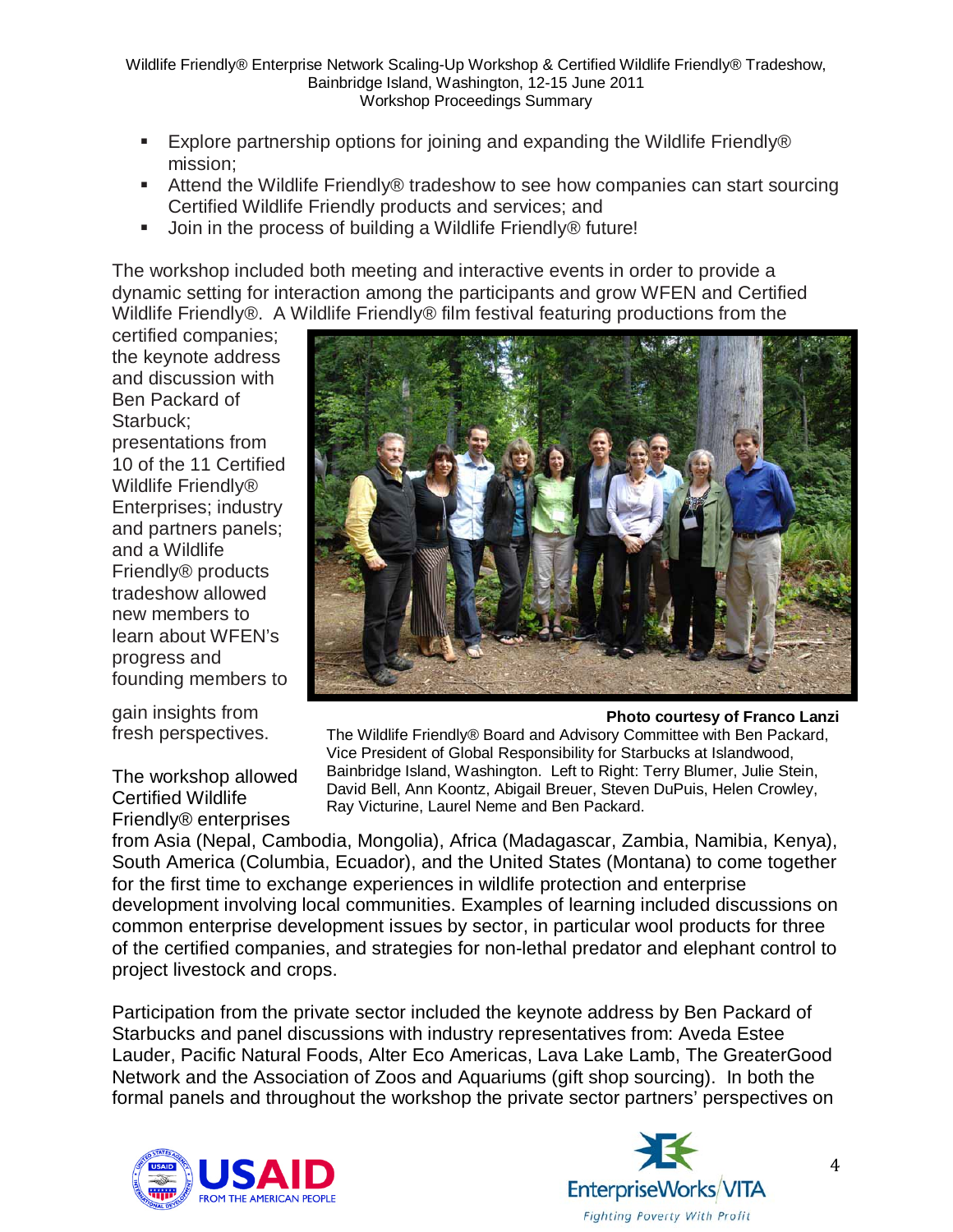- Explore partnership options for joining and expanding the Wildlife Friendly® mission;
- Attend the Wildlife Friendly® tradeshow to see how companies can start sourcing Certified Wildlife Friendly products and services; and
- Join in the process of building a Wildlife Friendly® future!

The workshop included both meeting and interactive events in order to provide a dynamic setting for interaction among the participants and grow WFEN and Certified Wildlife Friendly®. A Wildlife Friendly® film festival featuring productions from the certified companies; the keynote address and discussion with Ben Packard of Starbuck; presentations from 10 of the 11 Certified Wildlife Friendly® Enterprises; industry and partners panels; and a Wildlife Friendly® products tradeshow allowed new members to learn about WFEN's progress and founding members to gain insights from fresh perspectives.

**Photo courtesy of Franco Lanzi**

The Wildlife Friendly® Board and Advisory Committee with Ben Packard, Vice President of Global Responsibility for Starbucks at Islandwood, Bainbridge Island, Washington. Left to Right: Terry Blumer, Julie Stein, David Bell, Ann Koontz, Abigail Breuer, Steven DuPuis, Helen Crowley, Ray Victurine, Laurel Neme and Ben Packard.

The workshop allowed Certified Wildlife Friendly® enterprises from Asia (Nepal, Cambodia, Mongolia), Africa (Madagascar, Zambia, Namibia, Kenya), South America (Columbia, Ecuador), and the United States (Montana) to come together for the first time to exchange experiences in wildlife protection and enterprise development involving local communities. Examples of learning included discussions on common enterprise development issues by sector, in particular wool products for three of the certified companies, and strategies for non-lethal predator and elephant control to project livestock and crops.

Participation from the private sector included the keynote address by Ben Packard of Starbucks and panel discussions with industry representatives from: Aveda Estee Lauder, Pacific Natural Foods, Alter Eco Americas, Lava Lake Lamb, The GreaterGood Network and the Association of Zoos and Aquariums (gift shop sourcing). In both the formal panels and throughout the workshop the private sector partners' perspectives on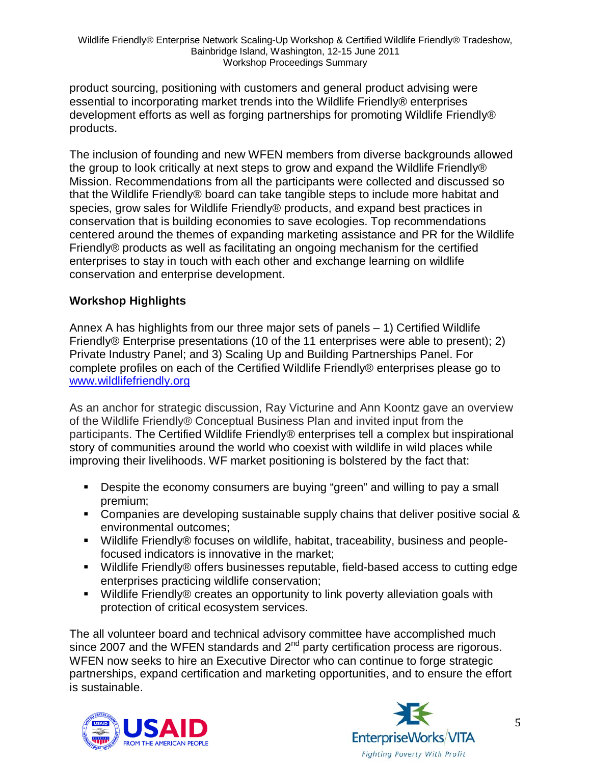product sourcing, positioning with customers and general product advising were essential to incorporating market trends into the Wildlife Friendly® enterprises development efforts as well as forging partnerships for promoting Wildlife Friendly® products.

The inclusion of founding and new WFEN members from diverse backgrounds allowed the group to look critically at next steps to grow and expand the Wildlife Friendly® Mission. Recommendations from all the participants were collected and discussed so that the Wildlife Friendly® board can take tangible steps to include more habitat and species, grow sales for Wildlife Friendly® products, and expand best practices in conservation that is building economies to save ecologies. Top recommendations centered around the themes of expanding marketing assistance and PR for the Wildlife Friendly® products as well as facilitating an ongoing mechanism for the certified enterprises to stay in touch with each other and exchange learning on wildlife conservation and enterprise development.

## Workshop Highlights

Annex A has highlights from our three major sets of panels – 1) Certified Wildlife Friendly® Enterprise presentations (10 of the 11 enterprises were able to present); 2) Private Industry Panel; and 3) Scaling Up and Building Partnerships Panel. For complete profiles on each of the Certified Wildlife Friendly® enterprises please go to [www.wildlifefriendly.org](http://www.wildlifefriendly.org)

As an anchor for strategic discussion, Ray Victurine and Ann Koontz gave an overview of the Wildlife Friendly® Conceptual Business Plan and invited input from the participants. The Certified Wildlife Friendly® enterprises tell a complex but inspirational story of communities around the world who coexist with wildlife in wild places while improving their livelihoods. WF market positioning is bolstered by the fact that:

- Despite the economy consumers are buying "green" and willing to pay a small premium;
- Companies are developing sustainable supply chains that deliver positive social & environmental outcomes;
- Wildlife Friendly® focuses on wildlife, habitat, traceability, business and people-focused indicators is innovative in the market;
- Wildlife Friendly® offers businesses reputable, field-based access to cutting edge enterprises practicing wildlife conservation;
- Wildlife Friendly® creates an opportunity to link poverty alleviation goals with protection of critical ecosystem services.

The all volunteer board and technical advisory committee have accomplished much since 2007 and the WFEN standards and 2nd party certification process are rigorous. WFEN now seeks to hire an Executive Director who can continue to forge strategic partnerships, expand certification and marketing opportunities, and to ensure the effort is sustainable.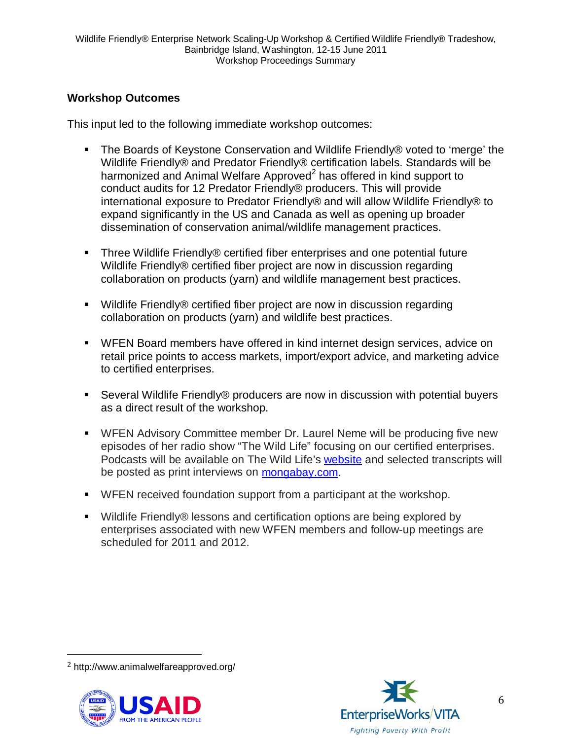## Workshop Outcomes

This input led to the following immediate workshop outcomes:

- The Boards of Keystone Conservation and Wildlife Friendly® voted to 'merge' the Wildlife Friendly® and Predator Friendly® certification labels. Standards will be harmonized and Animal Welfare Approved[2] has offered in kind support to conduct audits for 12 Predator Friendly® producers. This will provide international exposure to Predator Friendly® and will allow Wildlife Friendly® to expand significantly in the US and Canada as well as opening up broader dissemination of conservation animal/wildlife management practices.

- Three Wildlife Friendly® certified fiber enterprises and one potential future Wildlife Friendly® certified fiber project are now in discussion regarding collaboration on products (yarn) and wildlife management best practices.

- Wildlife Friendly® certified fiber project are now in discussion regarding collaboration on products (yarn) and wildlife best practices.

- WFEN Board members have offered in kind internet design services, advice on retail price points to access markets, import/export advice, and marketing advice to certified enterprises.

- Several Wildlife Friendly® producers are now in discussion with potential buyers as a direct result of the workshop.

- WFEN Advisory Committee member Dr. Laurel Neme will be producing five new episodes of her radio show "The Wild Life" focusing on our certified enterprises. Podcasts will be available on The Wild Life's website and selected transcripts will be posted as print interviews on mongabay.com.

- WFEN received foundation support from a participant at the workshop.

- Wildlife Friendly® lessons and certification options are being explored by enterprises associated with new WFEN members and follow-up meetings are scheduled for 2011 and 2012.

---

[2] http://www.animalwelfareapproved.org/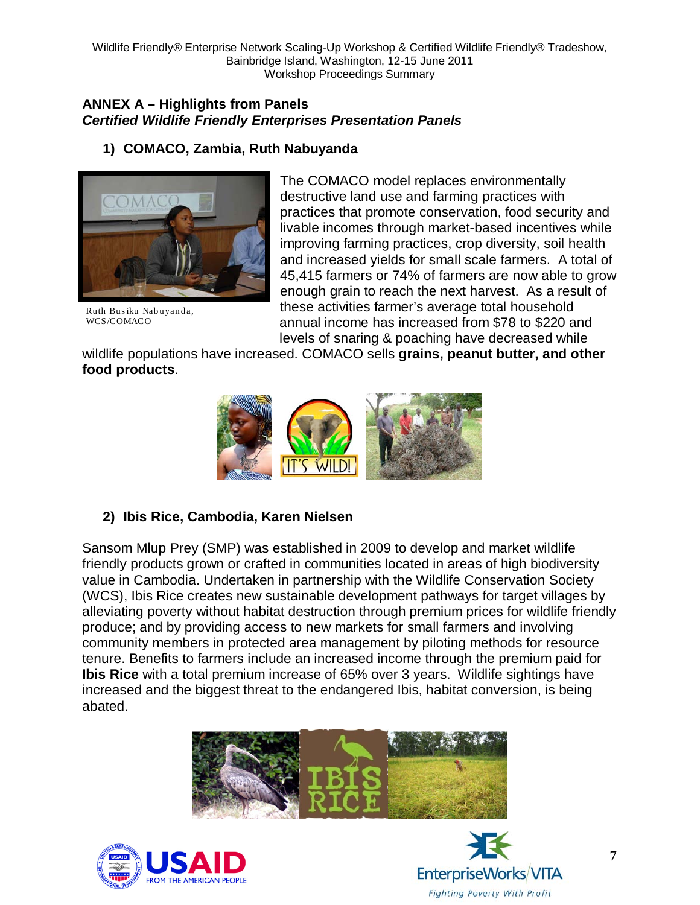## ANNEX A – Highlights from Panels

### *Certified Wildlife Friendly Enterprises Presentation Panels*

#### 1) COMACO, Zambia, Ruth Nabuyanda

Ruth Busiku Nabuyanda, WCS/COMACO

The COMACO model replaces environmentally destructive land use and farming practices with practices that promote conservation, food security and livable incomes through market-based incentives while improving farming practices, crop diversity, soil health and increased yields for small scale farmers. A total of 45,415 farmers or 74% of farmers are now able to grow enough grain to reach the next harvest. As a result of these activities farmer's average total household annual income has increased from $78 to $220 and levels of snaring & poaching have decreased while wildlife populations have increased. COMACO sells **grains, peanut butter, and other food products**.

#### 2) Ibis Rice, Cambodia, Karen Nielsen

Sansom Mlup Prey (SMP) was established in 2009 to develop and market wildlife friendly products grown or crafted in communities located in areas of high biodiversity value in Cambodia. Undertaken in partnership with the Wildlife Conservation Society (WCS), Ibis Rice creates new sustainable development pathways for target villages by alleviating poverty without habitat destruction through premium prices for wildlife friendly produce; and by providing access to new markets for small farmers and involving community members in protected area management by piloting methods for resource tenure. Benefits to farmers include an increased income through the premium paid for **Ibis Rice** with a total premium increase of 65% over 3 years. Wildlife sightings have increased and the biggest threat to the endangered Ibis, habitat conversion, is being abated.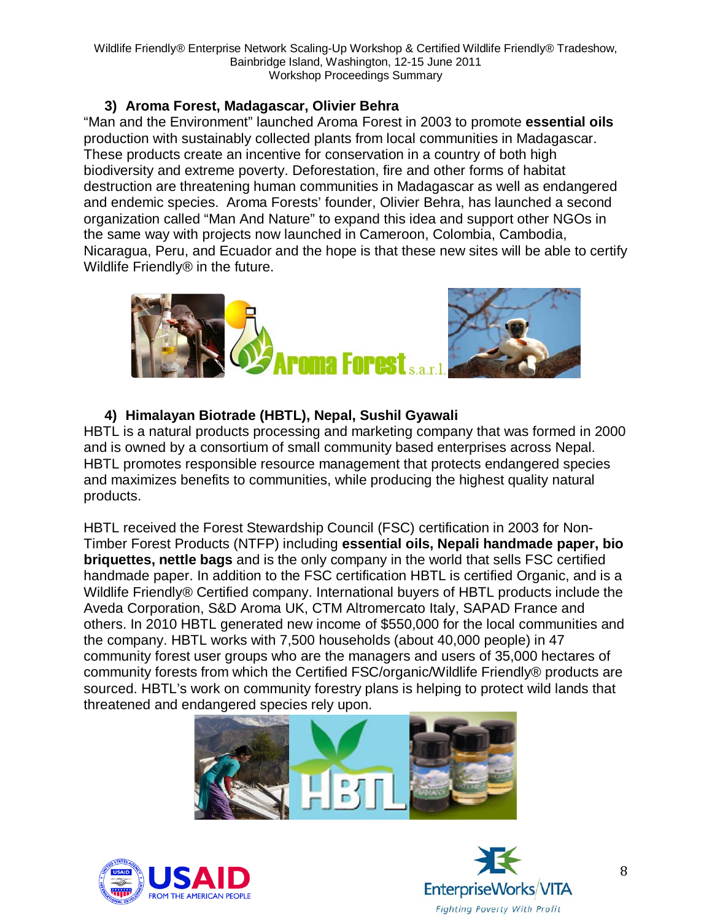### 3) Aroma Forest, Madagascar, Olivier Behra

"Man and the Environment" launched Aroma Forest in 2003 to promote **essential oils** production with sustainably collected plants from local communities in Madagascar. These products create an incentive for conservation in a country of both high biodiversity and extreme poverty. Deforestation, fire and other forms of habitat destruction are threatening human communities in Madagascar as well as endangered and endemic species. Aroma Forests' founder, Olivier Behra, has launched a second organization called "Man And Nature" to expand this idea and support other NGOs in the same way with projects now launched in Cameroon, Colombia, Cambodia, Nicaragua, Peru, and Ecuador and the hope is that these new sites will be able to certify Wildlife Friendly® in the future.

### 4) Himalayan Biotrade (HBTL), Nepal, Sushil Gyawali

HBTL is a natural products processing and marketing company that was formed in 2000 and is owned by a consortium of small community based enterprises across Nepal. HBTL promotes responsible resource management that protects endangered species and maximizes benefits to communities, while producing the highest quality natural products.

HBTL received the Forest Stewardship Council (FSC) certification in 2003 for Non-Timber Forest Products (NTFP) including **essential oils, Nepali handmade paper, bio briquettes, nettle bags** and is the only company in the world that sells FSC certified handmade paper. In addition to the FSC certification HBTL is certified Organic, and is a Wildlife Friendly® Certified company. International buyers of HBTL products include the Aveda Corporation, S&D Aroma UK, CTM Altromercato Italy, SAPAD France and others. In 2010 HBTL generated new income of $550,000 for the local communities and the company. HBTL works with 7,500 households (about 40,000 people) in 47 community forest user groups who are the managers and users of 35,000 hectares of community forests from which the Certified FSC/organic/Wildlife Friendly® products are sourced. HBTL's work on community forestry plans is helping to protect wild lands that threatened and endangered species rely upon.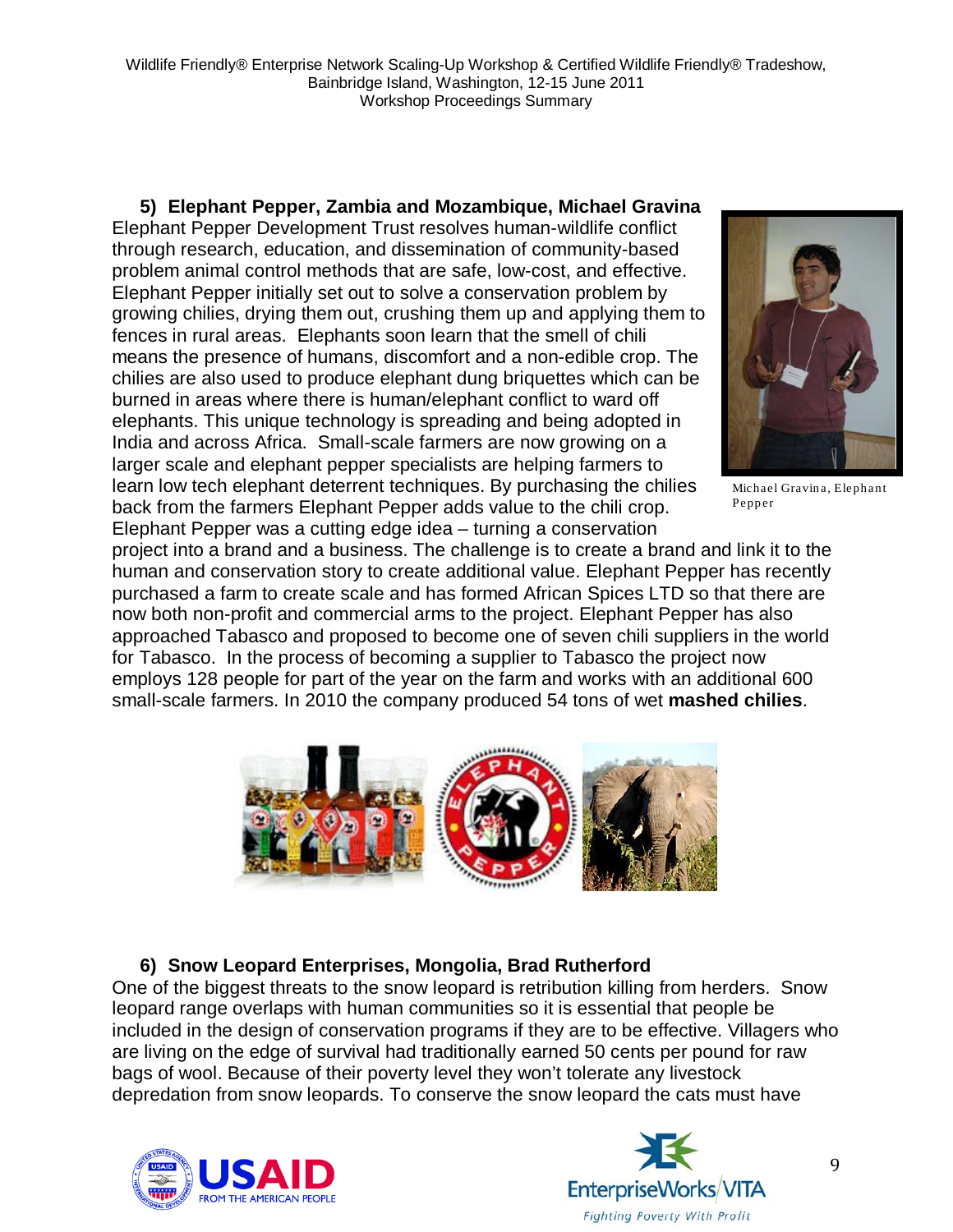### 5) Elephant Pepper, Zambia and Mozambique, Michael Gravina

Elephant Pepper Development Trust resolves human-wildlife conflict through research, education, and dissemination of community-based problem animal control methods that are safe, low-cost, and effective. Elephant Pepper initially set out to solve a conservation problem by growing chilies, drying them out, crushing them up and applying them to fences in rural areas. Elephants soon learn that the smell of chili means the presence of humans, discomfort and a non-edible crop. The chilies are also used to produce elephant dung briquettes which can be burned in areas where there is human/elephant conflict to ward off elephants. This unique technology is spreading and being adopted in India and across Africa. Small-scale farmers are now growing on a larger scale and elephant pepper specialists are helping farmers to learn low tech elephant deterrent techniques. By purchasing the chilies back from the farmers Elephant Pepper adds value to the chili crop. Elephant Pepper was a cutting edge idea – turning a conservation project into a brand and a business. The challenge is to create a brand and link it to the human and conservation story to create additional value. Elephant Pepper has recently purchased a farm to create scale and has formed African Spices LTD so that there are now both non-profit and commercial arms to the project. Elephant Pepper has also approached Tabasco and proposed to become one of seven chili suppliers in the world for Tabasco. In the process of becoming a supplier to Tabasco the project now employs 128 people for part of the year on the farm and works with an additional 600 small-scale farmers. In 2010 the company produced 54 tons of wet **mashed chilies**.

Michael Gravina, Elephant Pepper

### 6) Snow Leopard Enterprises, Mongolia, Brad Rutherford

One of the biggest threats to the snow leopard is retribution killing from herders. Snow leopard range overlaps with human communities so it is essential that people be included in the design of conservation programs if they are to be effective. Villagers who are living on the edge of survival had traditionally earned 50 cents per pound for raw bags of wool. Because of their poverty level they won't tolerate any livestock depredation from snow leopards. To conserve the snow leopard the cats must have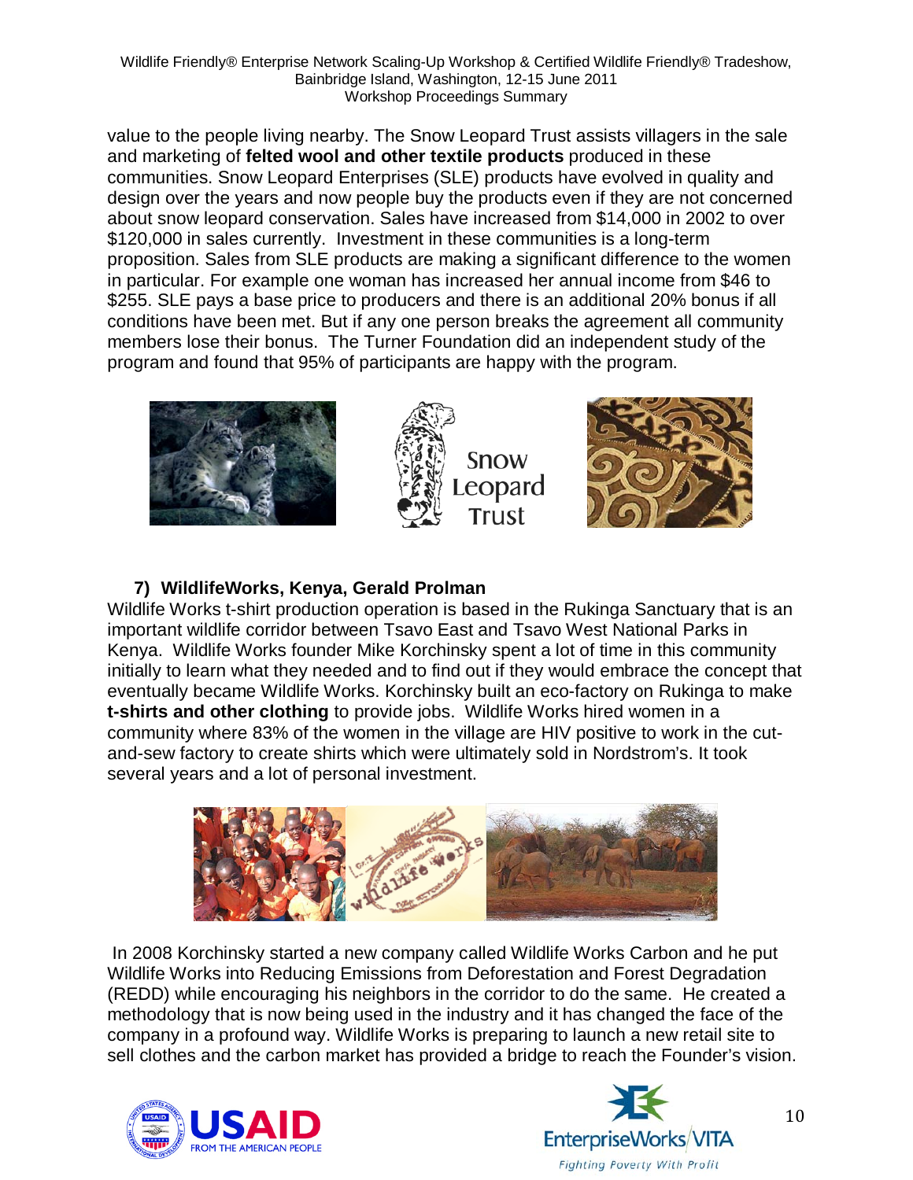value to the people living nearby. The Snow Leopard Trust assists villagers in the sale and marketing of **felted wool and other textile products** produced in these communities. Snow Leopard Enterprises (SLE) products have evolved in quality and design over the years and now people buy the products even if they are not concerned about snow leopard conservation. Sales have increased from $14,000 in 2002 to over $120,000 in sales currently. Investment in these communities is a long-term proposition. Sales from SLE products are making a significant difference to the women in particular. For example one woman has increased her annual income from $46 to $255. SLE pays a base price to producers and there is an additional 20% bonus if all conditions have been met. But if any one person breaks the agreement all community members lose their bonus. The Turner Foundation did an independent study of the program and found that 95% of participants are happy with the program.

### 7) WildlifeWorks, Kenya, Gerald Prolman

Wildlife Works t-shirt production operation is based in the Rukinga Sanctuary that is an important wildlife corridor between Tsavo East and Tsavo West National Parks in Kenya. Wildlife Works founder Mike Korchinsky spent a lot of time in this community initially to learn what they needed and to find out if they would embrace the concept that eventually became Wildlife Works. Korchinsky built an eco-factory on Rukinga to make **t-shirts and other clothing** to provide jobs. Wildlife Works hired women in a community where 83% of the women in the village are HIV positive to work in the cut-and-sew factory to create shirts which were ultimately sold in Nordstrom's. It took several years and a lot of personal investment.

In 2008 Korchinsky started a new company called Wildlife Works Carbon and he put Wildlife Works into Reducing Emissions from Deforestation and Forest Degradation (REDD) while encouraging his neighbors in the corridor to do the same. He created a methodology that is now being used in the industry and it has changed the face of the company in a profound way. Wildlife Works is preparing to launch a new retail site to sell clothes and the carbon market has provided a bridge to reach the Founder's vision.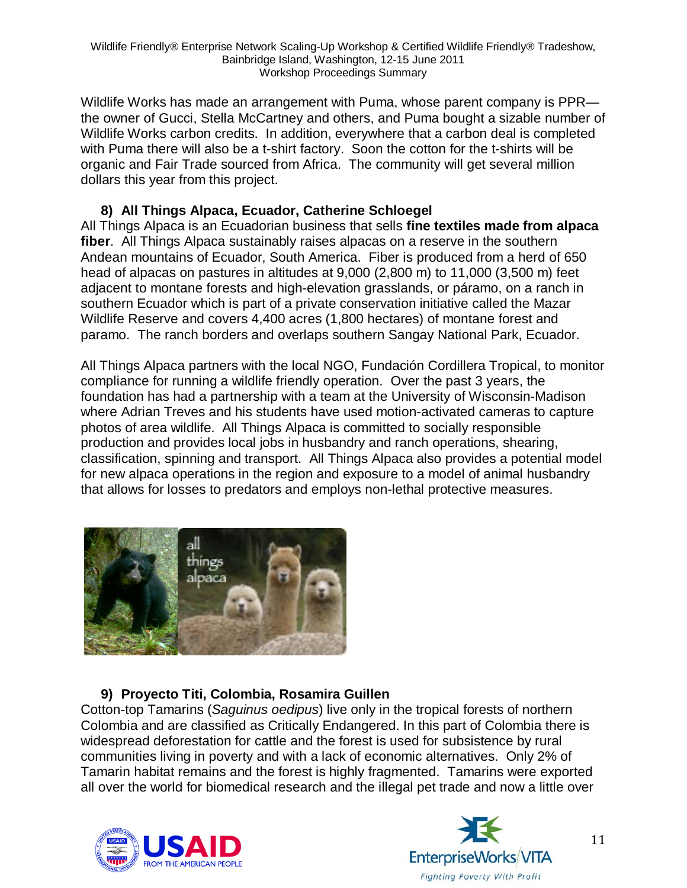Wildlife Works has made an arrangement with Puma, whose parent company is PPR—the owner of Gucci, Stella McCartney and others, and Puma bought a sizable number of Wildlife Works carbon credits. In addition, everywhere that a carbon deal is completed with Puma there will also be a t-shirt factory. Soon the cotton for the t-shirts will be organic and Fair Trade sourced from Africa. The community will get several million dollars this year from this project.

### 8) All Things Alpaca, Ecuador, Catherine Schloegel

All Things Alpaca is an Ecuadorian business that sells **fine textiles made from alpaca fiber**. All Things Alpaca sustainably raises alpacas on a reserve in the southern Andean mountains of Ecuador, South America. Fiber is produced from a herd of 650 head of alpacas on pastures in altitudes at 9,000 (2,800 m) to 11,000 (3,500 m) feet adjacent to montane forests and high-elevation grasslands, or páramo, on a ranch in southern Ecuador which is part of a private conservation initiative called the Mazar Wildlife Reserve and covers 4,400 acres (1,800 hectares) of montane forest and paramo. The ranch borders and overlaps southern Sangay National Park, Ecuador.

All Things Alpaca partners with the local NGO, Fundación Cordillera Tropical, to monitor compliance for running a wildlife friendly operation. Over the past 3 years, the foundation has had a partnership with a team at the University of Wisconsin-Madison where Adrian Treves and his students have used motion-activated cameras to capture photos of area wildlife. All Things Alpaca is committed to socially responsible production and provides local jobs in husbandry and ranch operations, shearing, classification, spinning and transport. All Things Alpaca also provides a potential model for new alpaca operations in the region and exposure to a model of animal husbandry that allows for losses to predators and employs non-lethal protective measures.

### 9) Proyecto Titi, Colombia, Rosamira Guillen

Cotton-top Tamarins (*Saguinus oedipus*) live only in the tropical forests of northern Colombia and are classified as Critically Endangered. In this part of Colombia there is widespread deforestation for cattle and the forest is used for subsistence by rural communities living in poverty and with a lack of economic alternatives. Only 2% of Tamarin habitat remains and the forest is highly fragmented. Tamarins were exported all over the world for biomedical research and the illegal pet trade and now a little over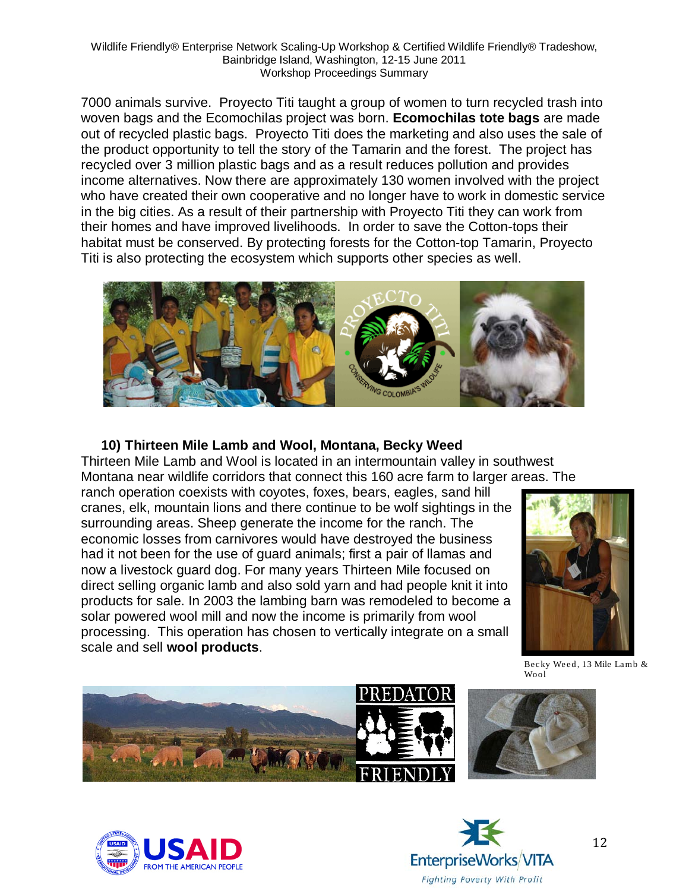7000 animals survive. Proyecto Titi taught a group of women to turn recycled trash into woven bags and the Ecomochilas project was born. **Ecomochilas tote bags** are made out of recycled plastic bags. Proyecto Titi does the marketing and also uses the sale of the product opportunity to tell the story of the Tamarin and the forest. The project has recycled over 3 million plastic bags and as a result reduces pollution and provides income alternatives. Now there are approximately 130 women involved with the project who have created their own cooperative and no longer have to work in domestic service in the big cities. As a result of their partnership with Proyecto Titi they can work from their homes and have improved livelihoods. In order to save the Cotton-tops their habitat must be conserved. By protecting forests for the Cotton-top Tamarin, Proyecto Titi is also protecting the ecosystem which supports other species as well.

### 10) Thirteen Mile Lamb and Wool, Montana, Becky Weed

Thirteen Mile Lamb and Wool is located in an intermountain valley in southwest Montana near wildlife corridors that connect this 160 acre farm to larger areas. The ranch operation coexists with coyotes, foxes, bears, eagles, sand hill cranes, elk, mountain lions and there continue to be wolf sightings in the surrounding areas. Sheep generate the income for the ranch. The economic losses from carnivores would have destroyed the business had it not been for the use of guard animals; first a pair of llamas and now a livestock guard dog. For many years Thirteen Mile focused on direct selling organic lamb and also sold yarn and had people knit it into products for sale. In 2003 the lambing barn was remodeled to become a solar powered wool mill and now the income is primarily from wool processing. This operation has chosen to vertically integrate on a small scale and sell **wool products**.

Becky Weed, 13 Mile Lamb & Wool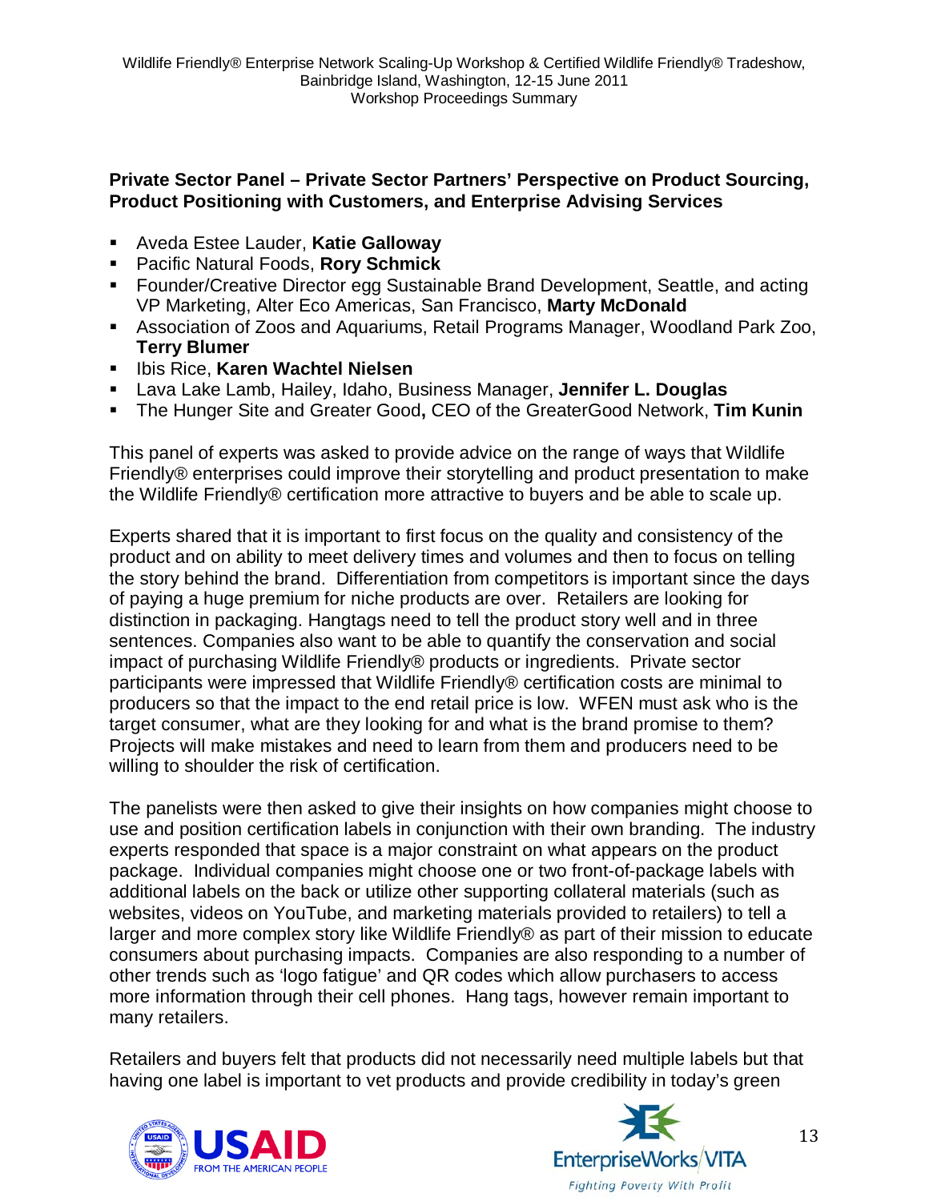**Private Sector Panel – Private Sector Partners' Perspective on Product Sourcing, Product Positioning with Customers, and Enterprise Advising Services**

- Aveda Estee Lauder, **Katie Galloway**
- Pacific Natural Foods, **Rory Schmick**
- Founder/Creative Director egg Sustainable Brand Development, Seattle, and acting VP Marketing, Alter Eco Americas, San Francisco, **Marty McDonald**
- Association of Zoos and Aquariums, Retail Programs Manager, Woodland Park Zoo, **Terry Blumer**
- Ibis Rice, **Karen Wachtel Nielsen**
- Lava Lake Lamb, Hailey, Idaho, Business Manager, **Jennifer L. Douglas**
- The Hunger Site and Greater Good**,** CEO of the GreaterGood Network, **Tim Kunin**

This panel of experts was asked to provide advice on the range of ways that Wildlife Friendly® enterprises could improve their storytelling and product presentation to make the Wildlife Friendly® certification more attractive to buyers and be able to scale up.

Experts shared that it is important to first focus on the quality and consistency of the product and on ability to meet delivery times and volumes and then to focus on telling the story behind the brand. Differentiation from competitors is important since the days of paying a huge premium for niche products are over. Retailers are looking for distinction in packaging. Hangtags need to tell the product story well and in three sentences. Companies also want to be able to quantify the conservation and social impact of purchasing Wildlife Friendly® products or ingredients. Private sector participants were impressed that Wildlife Friendly® certification costs are minimal to producers so that the impact to the end retail price is low. WFEN must ask who is the target consumer, what are they looking for and what is the brand promise to them? Projects will make mistakes and need to learn from them and producers need to be willing to shoulder the risk of certification.

The panelists were then asked to give their insights on how companies might choose to use and position certification labels in conjunction with their own branding. The industry experts responded that space is a major constraint on what appears on the product package. Individual companies might choose one or two front-of-package labels with additional labels on the back or utilize other supporting collateral materials (such as websites, videos on YouTube, and marketing materials provided to retailers) to tell a larger and more complex story like Wildlife Friendly® as part of their mission to educate consumers about purchasing impacts. Companies are also responding to a number of other trends such as 'logo fatigue' and QR codes which allow purchasers to access more information through their cell phones. Hang tags, however remain important to many retailers.

Retailers and buyers felt that products did not necessarily need multiple labels but that having one label is important to vet products and provide credibility in today's green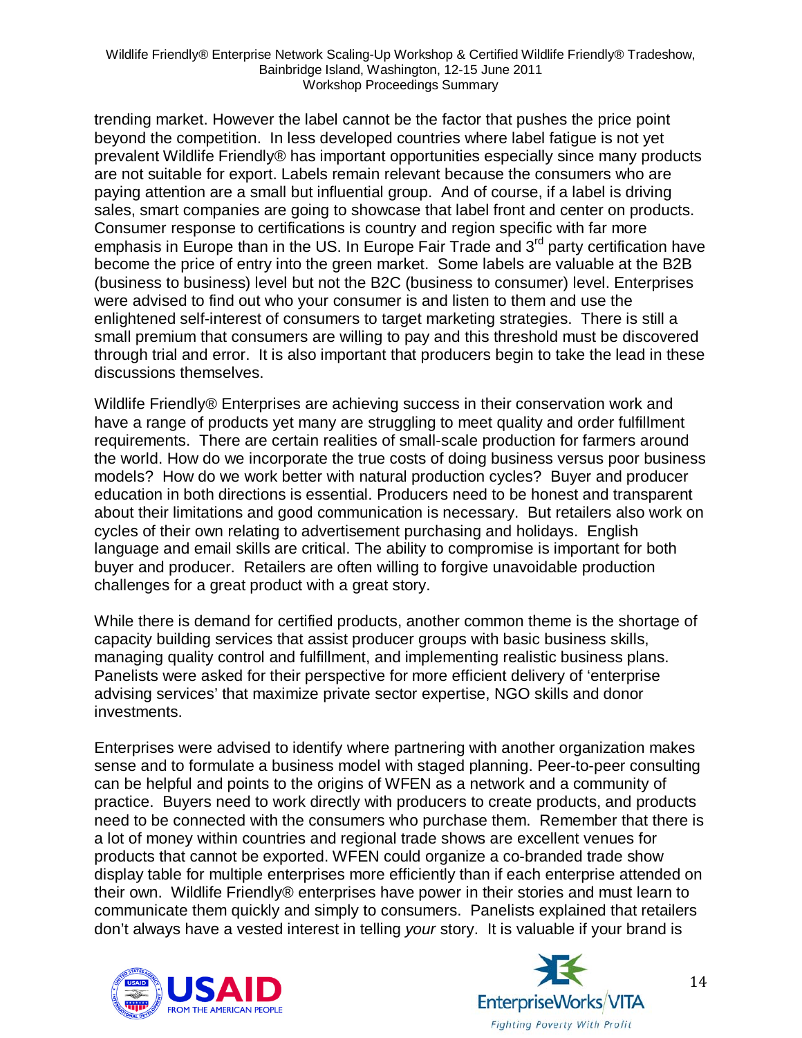trending market. However the label cannot be the factor that pushes the price point beyond the competition. In less developed countries where label fatigue is not yet prevalent Wildlife Friendly® has important opportunities especially since many products are not suitable for export. Labels remain relevant because the consumers who are paying attention are a small but influential group. And of course, if a label is driving sales, smart companies are going to showcase that label front and center on products. Consumer response to certifications is country and region specific with far more emphasis in Europe than in the US. In Europe Fair Trade and 3rd party certification have become the price of entry into the green market. Some labels are valuable at the B2B (business to business) level but not the B2C (business to consumer) level. Enterprises were advised to find out who your consumer is and listen to them and use the enlightened self-interest of consumers to target marketing strategies. There is still a small premium that consumers are willing to pay and this threshold must be discovered through trial and error. It is also important that producers begin to take the lead in these discussions themselves.

Wildlife Friendly® Enterprises are achieving success in their conservation work and have a range of products yet many are struggling to meet quality and order fulfillment requirements. There are certain realities of small-scale production for farmers around the world. How do we incorporate the true costs of doing business versus poor business models? How do we work better with natural production cycles? Buyer and producer education in both directions is essential. Producers need to be honest and transparent about their limitations and good communication is necessary. But retailers also work on cycles of their own relating to advertisement purchasing and holidays. English language and email skills are critical. The ability to compromise is important for both buyer and producer. Retailers are often willing to forgive unavoidable production challenges for a great product with a great story.

While there is demand for certified products, another common theme is the shortage of capacity building services that assist producer groups with basic business skills, managing quality control and fulfillment, and implementing realistic business plans. Panelists were asked for their perspective for more efficient delivery of 'enterprise advising services' that maximize private sector expertise, NGO skills and donor investments.

Enterprises were advised to identify where partnering with another organization makes sense and to formulate a business model with staged planning. Peer-to-peer consulting can be helpful and points to the origins of WFEN as a network and a community of practice. Buyers need to work directly with producers to create products, and products need to be connected with the consumers who purchase them. Remember that there is a lot of money within countries and regional trade shows are excellent venues for products that cannot be exported. WFEN could organize a co-branded trade show display table for multiple enterprises more efficiently than if each enterprise attended on their own. Wildlife Friendly® enterprises have power in their stories and must learn to communicate them quickly and simply to consumers. Panelists explained that retailers don't always have a vested interest in telling *your* story. It is valuable if your brand is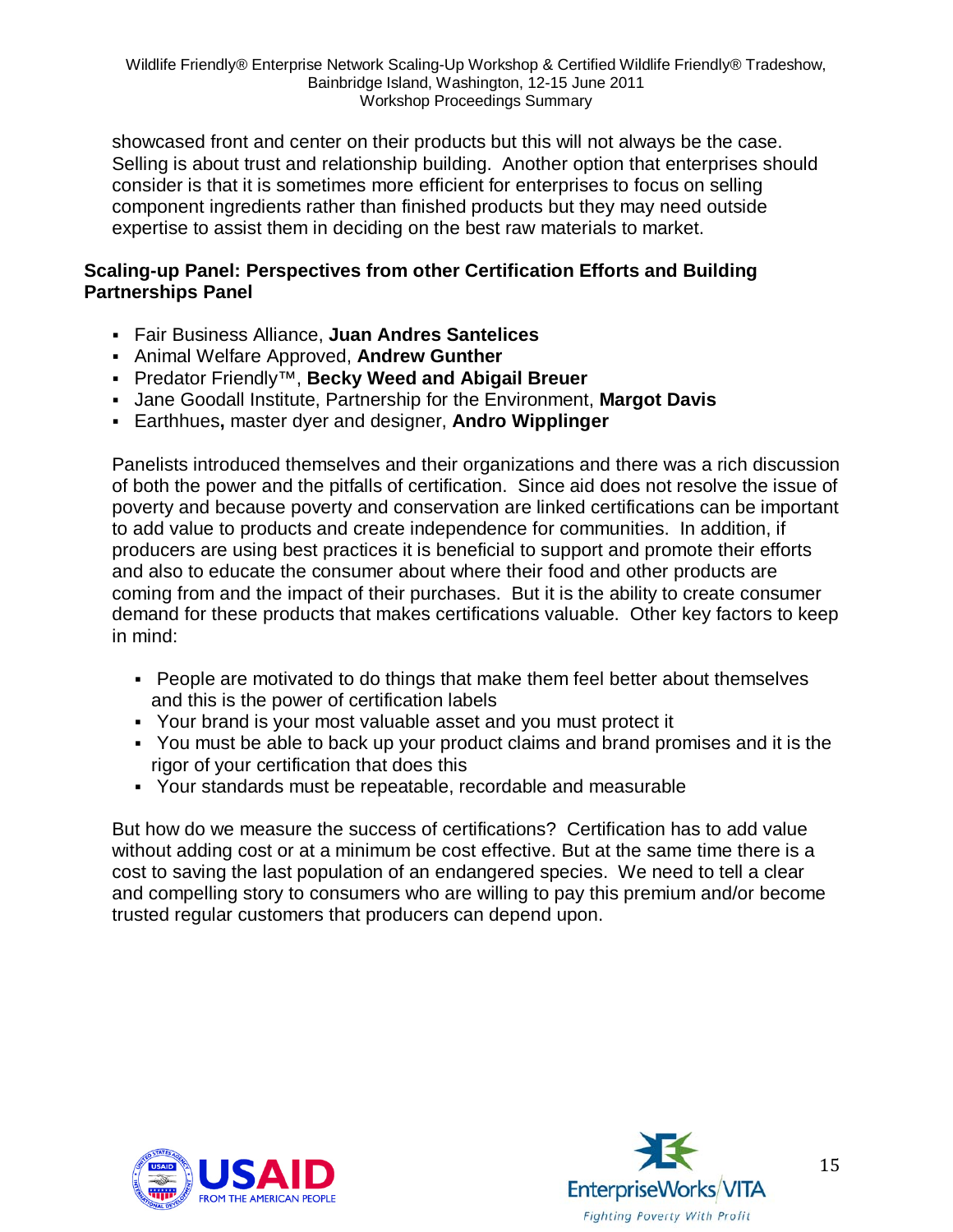showcased front and center on their products but this will not always be the case. Selling is about trust and relationship building. Another option that enterprises should consider is that it is sometimes more efficient for enterprises to focus on selling component ingredients rather than finished products but they may need outside expertise to assist them in deciding on the best raw materials to market.

**Scaling-up Panel: Perspectives from other Certification Efforts and Building Partnerships Panel**

- Fair Business Alliance, **Juan Andres Santelices**
- Animal Welfare Approved, **Andrew Gunther**
- Predator Friendly™, **Becky Weed and Abigail Breuer**
- Jane Goodall Institute, Partnership for the Environment, **Margot Davis**
- Earthhues**,** master dyer and designer, **Andro Wipplinger**

Panelists introduced themselves and their organizations and there was a rich discussion of both the power and the pitfalls of certification. Since aid does not resolve the issue of poverty and because poverty and conservation are linked certifications can be important to add value to products and create independence for communities. In addition, if producers are using best practices it is beneficial to support and promote their efforts and also to educate the consumer about where their food and other products are coming from and the impact of their purchases. But it is the ability to create consumer demand for these products that makes certifications valuable. Other key factors to keep in mind:

- People are motivated to do things that make them feel better about themselves and this is the power of certification labels
- Your brand is your most valuable asset and you must protect it
- You must be able to back up your product claims and brand promises and it is the rigor of your certification that does this
- Your standards must be repeatable, recordable and measurable

But how do we measure the success of certifications? Certification has to add value without adding cost or at a minimum be cost effective. But at the same time there is a cost to saving the last population of an endangered species. We need to tell a clear and compelling story to consumers who are willing to pay this premium and/or become trusted regular customers that producers can depend upon.